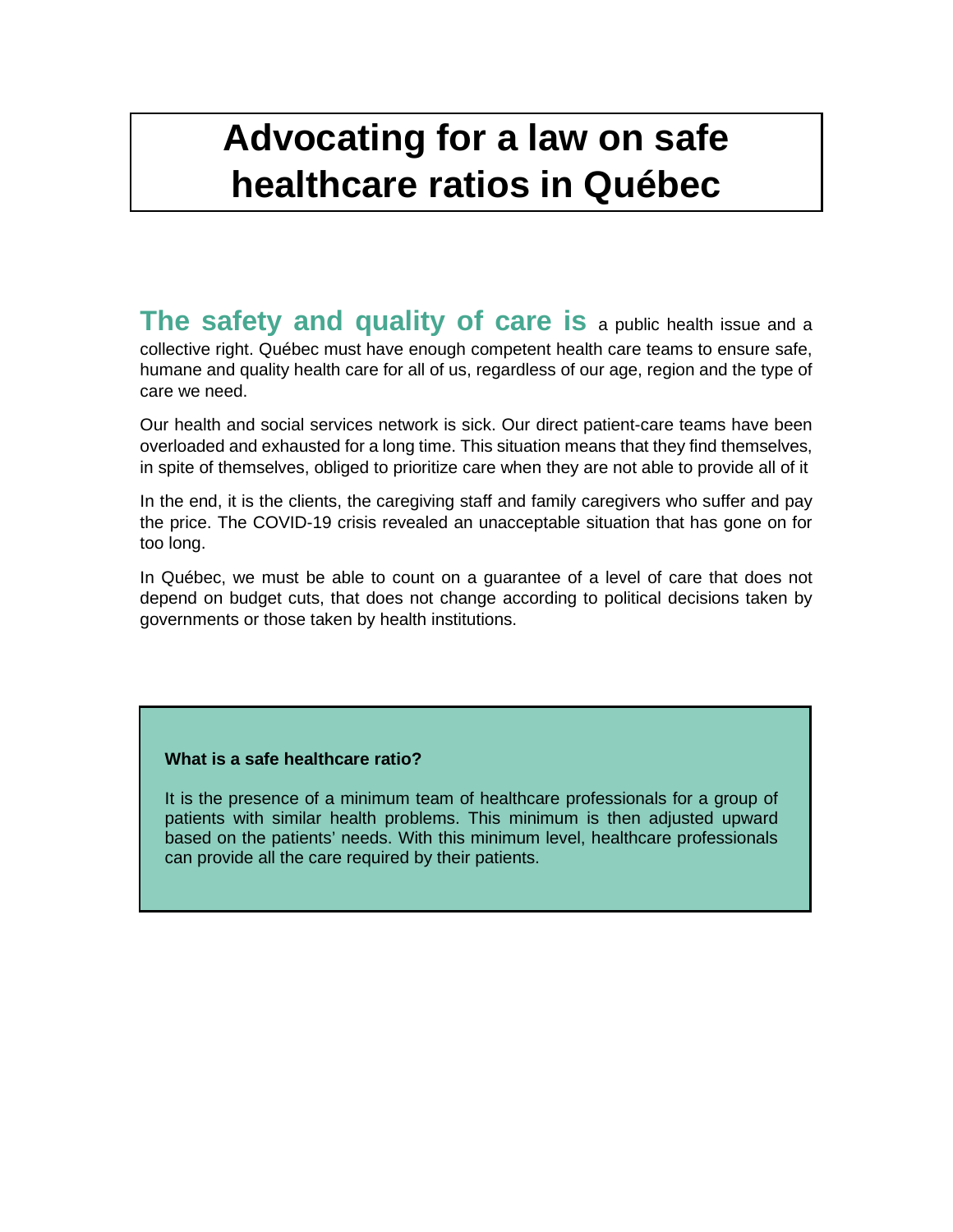# Advocating for a law on safe healthcare ratios in Québec

**The safety and quality of care is** a public health issue and a collective right. Québec must have enough competent health care teams to ensure safe, humane and quality health care for all of us, regardless of our age, region and the type of care we need.

Our health and social services network is sick. Our direct patient-care teams have been overloaded and exhausted for a long time. This situation means that they find themselves, in spite of themselves, obliged to prioritize care when they are not able to provide all of it

In the end, it is the clients, the caregiving staff and family caregivers who suffer and pay the price. The COVID-19 crisis revealed an unacceptable situation that has gone on for too long.

In Québec, we must be able to count on a guarantee of a level of care that does not depend on budget cuts, that does not change according to political decisions taken by governments or those taken by health institutions.

**What is a safe healthcare ratio?**

It is the presence of a minimum team of healthcare professionals for a group of patients with similar health problems. This minimum is then adjusted upward based on the patients' needs. With this minimum level, healthcare professionals can provide all the care required by their patients.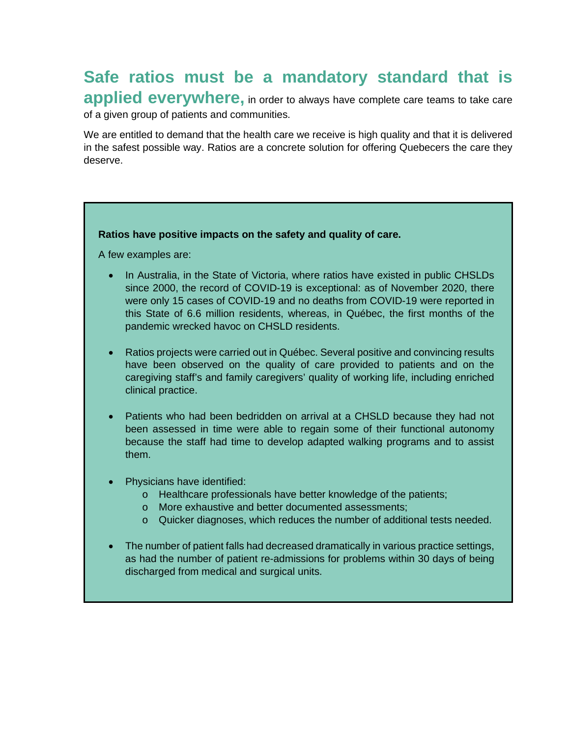**Safe ratios must be a mandatory standard that is applied everywhere,** in order to always have complete care teams to take care of a given group of patients and communities.

We are entitled to demand that the health care we receive is high quality and that it is delivered in the safest possible way. Ratios are a concrete solution for offering Quebecers the care they deserve.

**Ratios have positive impacts on the safety and quality of care.**

A few examples are:

- In Australia, in the State of Victoria, where ratios have existed in public CHSLDs since 2000, the record of COVID-19 is exceptional: as of November 2020, there were only 15 cases of COVID-19 and no deaths from COVID-19 were reported in this State of 6.6 million residents, whereas, in Québec, the first months of the pandemic wrecked havoc on CHSLD residents.

- Ratios projects were carried out in Québec. Several positive and convincing results have been observed on the quality of care provided to patients and on the caregiving staff's and family caregivers' quality of working life, including enriched clinical practice.

- Patients who had been bedridden on arrival at a CHSLD because they had not been assessed in time were able to regain some of their functional autonomy because the staff had time to develop adapted walking programs and to assist them.

- Physicians have identified:
  - Healthcare professionals have better knowledge of the patients;
  - More exhaustive and better documented assessments;
  - Quicker diagnoses, which reduces the number of additional tests needed.

- The number of patient falls had decreased dramatically in various practice settings, as had the number of patient re-admissions for problems within 30 days of being discharged from medical and surgical units.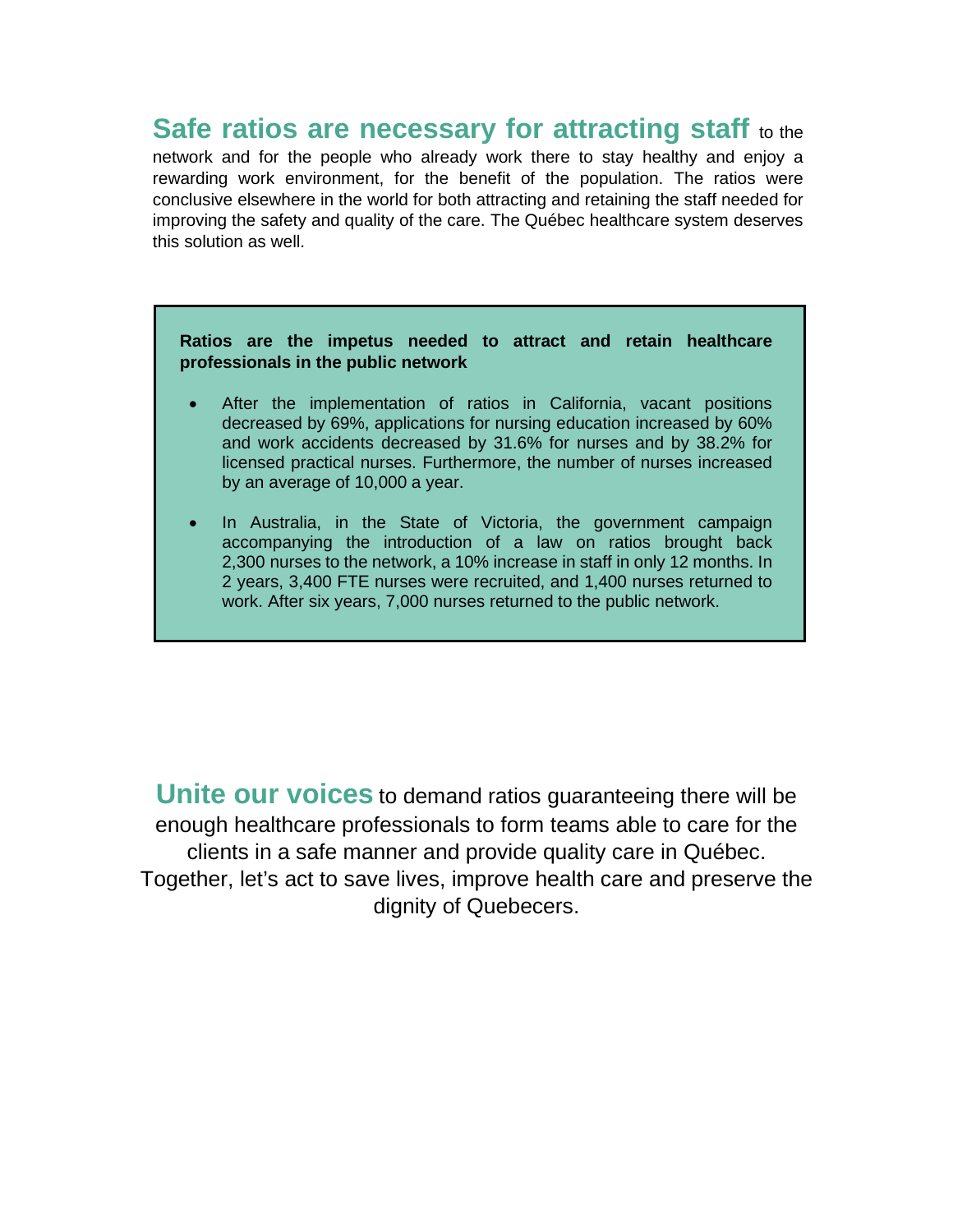**Safe ratios are necessary for attracting staff** to the network and for the people who already work there to stay healthy and enjoy a rewarding work environment, for the benefit of the population. The ratios were conclusive elsewhere in the world for both attracting and retaining the staff needed for improving the safety and quality of the care. The Québec healthcare system deserves this solution as well.

**Ratios are the impetus needed to attract and retain healthcare professionals in the public network**

- After the implementation of ratios in California, vacant positions decreased by 69%, applications for nursing education increased by 60% and work accidents decreased by 31.6% for nurses and by 38.2% for licensed practical nurses. Furthermore, the number of nurses increased by an average of 10,000 a year.
- In Australia, in the State of Victoria, the government campaign accompanying the introduction of a law on ratios brought back 2,300 nurses to the network, a 10% increase in staff in only 12 months. In 2 years, 3,400 FTE nurses were recruited, and 1,400 nurses returned to work. After six years, 7,000 nurses returned to the public network.

**Unite our voices** to demand ratios guaranteeing there will be enough healthcare professionals to form teams able to care for the clients in a safe manner and provide quality care in Québec. Together, let's act to save lives, improve health care and preserve the dignity of Quebecers.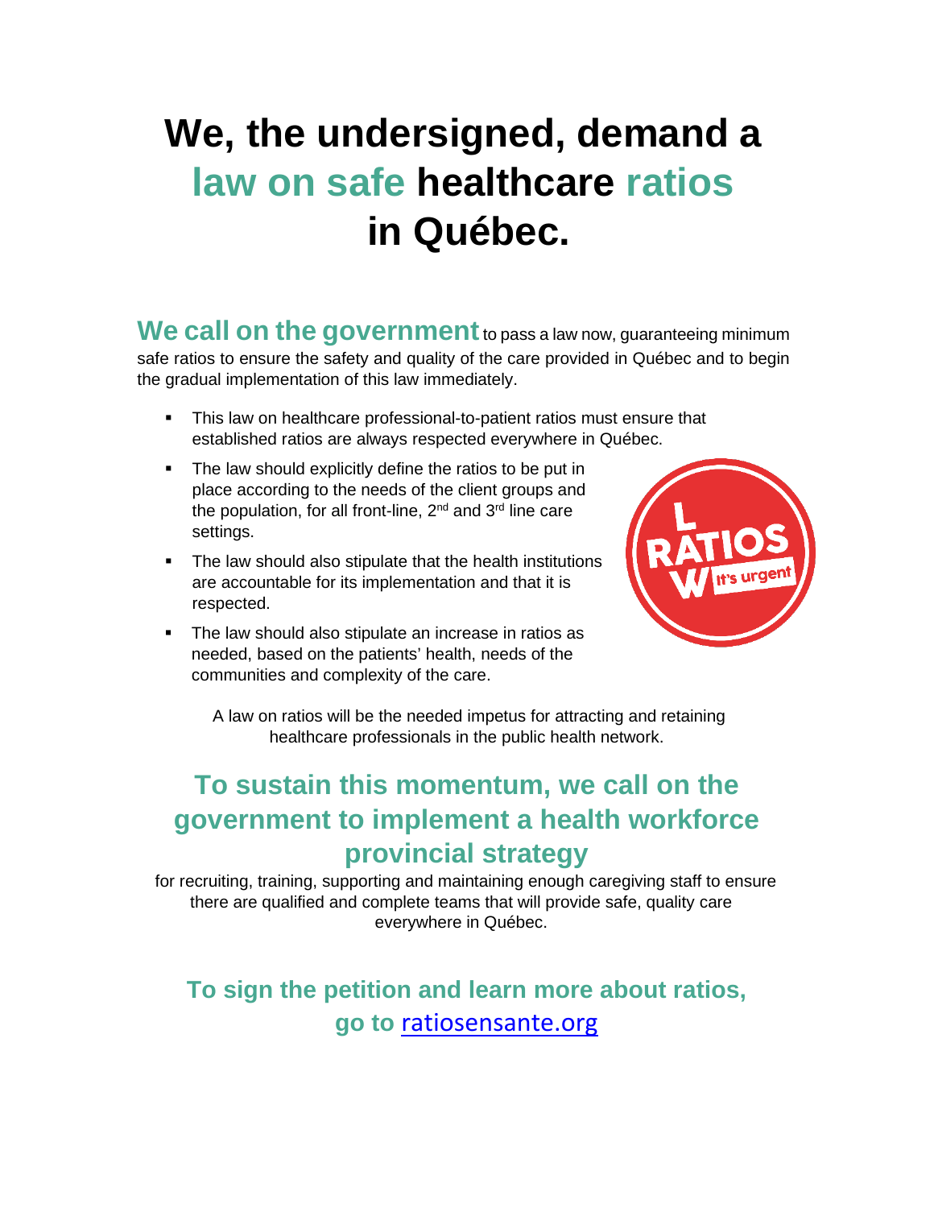# We, the undersigned, demand a law on safe healthcare ratios in Québec.

**We call on the government** to pass a law now, guaranteeing minimum safe ratios to ensure the safety and quality of the care provided in Québec and to begin the gradual implementation of this law immediately.

- This law on healthcare professional-to-patient ratios must ensure that established ratios are always respected everywhere in Québec.
- The law should explicitly define the ratios to be put in place according to the needs of the client groups and the population, for all front-line, 2nd and 3rd line care settings.
- The law should also stipulate that the health institutions are accountable for its implementation and that it is respected.
- The law should also stipulate an increase in ratios as needed, based on the patients' health, needs of the communities and complexity of the care.

A law on ratios will be the needed impetus for attracting and retaining healthcare professionals in the public health network.

## To sustain this momentum, we call on the government to implement a health workforce provincial strategy

for recruiting, training, supporting and maintaining enough caregiving staff to ensure there are qualified and complete teams that will provide safe, quality care everywhere in Québec.

## To sign the petition and learn more about ratios, go to ratiosensante.org